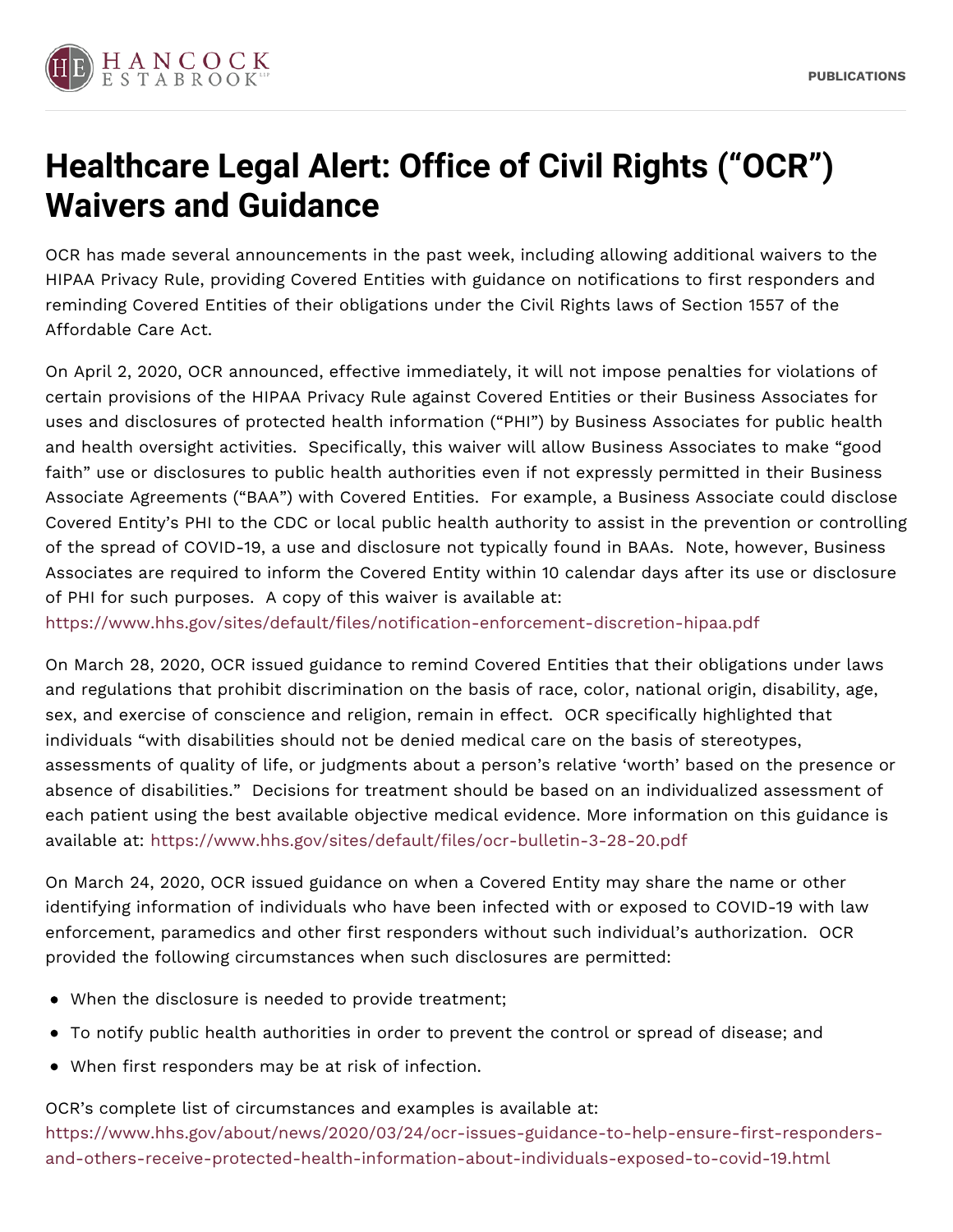# Healthcare Legal Alert: Office of Civil Rights ("OCR") Waivers and Guidance

OCR has made several announcements in the past week, including allowing additional waivers to the HIPAA Privacy Rule, providing Covered Entities with guidance on notifications to first responders and reminding Covered Entities of their obligations under the Civil Rights laws of Section 1557 of the Affordable Care Act.

On April 2, 2020, OCR announced, effective immediately, it will not impose penalties for violations of certain provisions of the HIPAA Privacy Rule against Covered Entities or their Business Associates for uses and disclosures of protected health information ("PHI") by Business Associates for public health and health oversight activities. Specifically, this waiver will allow Business Associates to make "good faith" use or disclosures to public health authorities even if not expressly permitted in their Business Associate Agreements ("BAA") with Covered Entities. For example, a Business Associate could disclose Covered Entity's PHI to the CDC or local public health authority to assist in the prevention or controlling of the spread of COVID-19, a use and disclosure not typically found in BAAs. Note, however, Business Associates are required to inform the Covered Entity within 10 calendar days after its use or disclosure of PHI for such purposes. A copy of this waiver is available at: https://www.hhs.gov/sites/default/files/notification-enforcement-discretion-hipaa.pdf

On March 28, 2020, OCR issued guidance to remind Covered Entities that their obligations under laws and regulations that prohibit discrimination on the basis of race, color, national origin, disability, age, sex, and exercise of conscience and religion, remain in effect. OCR specifically highlighted that individuals "with disabilities should not be denied medical care on the basis of stereotypes, assessments of quality of life, or judgments about a person's relative 'worth' based on the presence or absence of disabilities." Decisions for treatment should be based on an individualized assessment of each patient using the best available objective medical evidence. More information on this guidance is available at: https://www.hhs.gov/sites/default/files/ocr-bulletin-3-28-20.pdf

On March 24, 2020, OCR issued guidance on when a Covered Entity may share the name or other identifying information of individuals who have been infected with or exposed to COVID-19 with law enforcement, paramedics and other first responders without such individual's authorization. OCR provided the following circumstances when such disclosures are permitted:

- When the disclosure is needed to provide treatment;
- To notify public health authorities in order to prevent the control or spread of disease; and
- When first responders may be at risk of infection.

OCR's complete list of circumstances and examples is available at: https://www.hhs.gov/about/news/2020/03/24/ocr-issues-guidance-to-help-ensure-first-responders-and-others-receive-protected-health-information-about-individuals-exposed-to-covid-19.html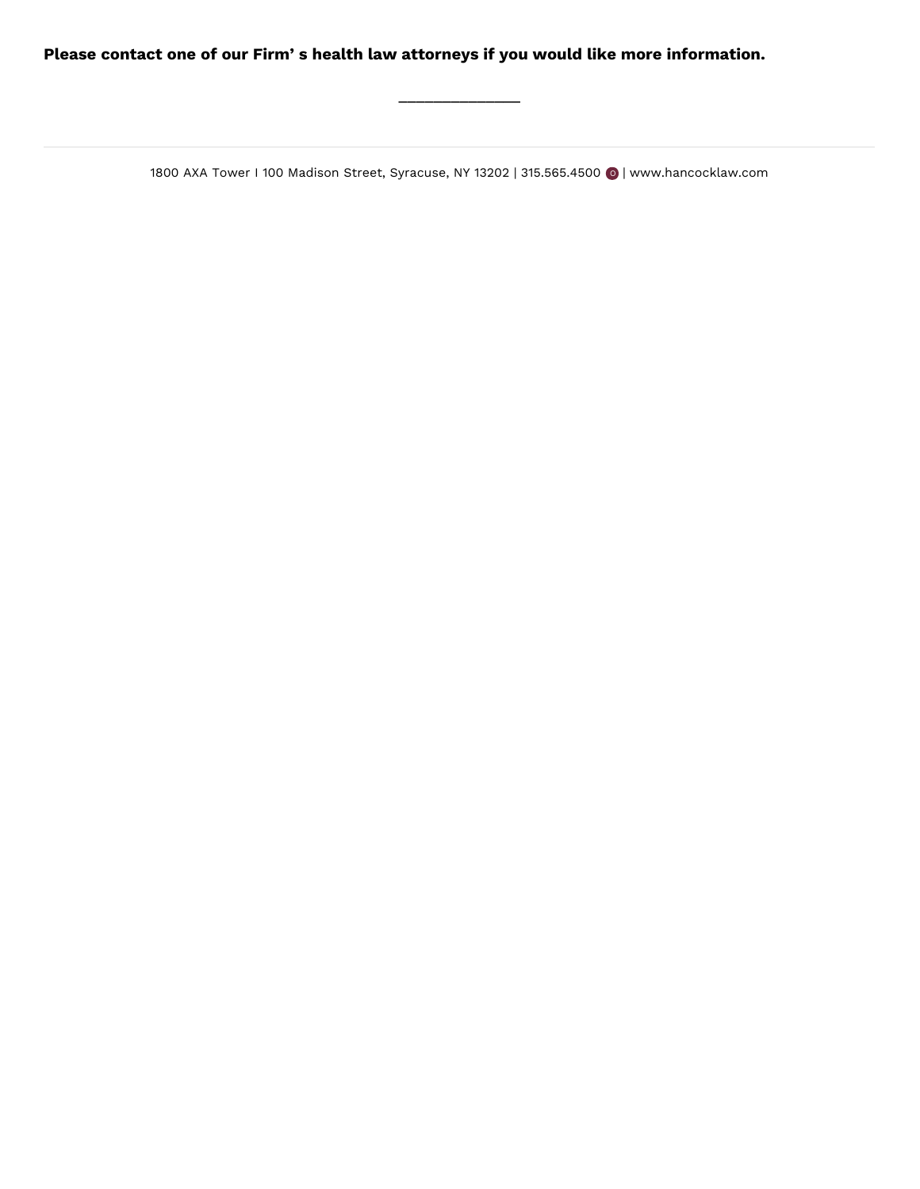**Please contact one of our Firm' s health law attorneys if you would like more information.**

_______________

1800 AXA Tower I 100 Madison Street, Syracuse, NY 13202 | 315.565.4500 | www.hancocklaw.com